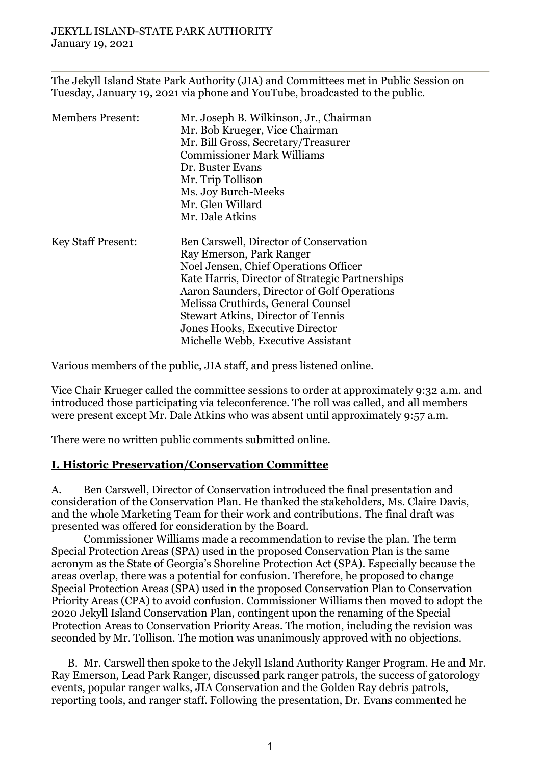JEKYLL ISLAND-STATE PARK AUTHORITY
January 19, 2021

---

The Jekyll Island State Park Authority (JIA) and Committees met in Public Session on Tuesday, January 19, 2021 via phone and YouTube, broadcasted to the public.

| | |
|---|---|
| Members Present: | Mr. Joseph B. Wilkinson, Jr., Chairman<br>Mr. Bob Krueger, Vice Chairman<br>Mr. Bill Gross, Secretary/Treasurer<br>Commissioner Mark Williams<br>Dr. Buster Evans<br>Mr. Trip Tollison<br>Ms. Joy Burch-Meeks<br>Mr. Glen Willard<br>Mr. Dale Atkins |
| Key Staff Present: | Ben Carswell, Director of Conservation<br>Ray Emerson, Park Ranger<br>Noel Jensen, Chief Operations Officer<br>Kate Harris, Director of Strategic Partnerships<br>Aaron Saunders, Director of Golf Operations<br>Melissa Cruthirds, General Counsel<br>Stewart Atkins, Director of Tennis<br>Jones Hooks, Executive Director<br>Michelle Webb, Executive Assistant |

Various members of the public, JIA staff, and press listened online.

Vice Chair Krueger called the committee sessions to order at approximately 9:32 a.m. and introduced those participating via teleconference. The roll was called, and all members were present except Mr. Dale Atkins who was absent until approximately 9:57 a.m.

There were no written public comments submitted online.

## I. Historic Preservation/Conservation Committee

A. Ben Carswell, Director of Conservation introduced the final presentation and consideration of the Conservation Plan. He thanked the stakeholders, Ms. Claire Davis, and the whole Marketing Team for their work and contributions. The final draft was presented was offered for consideration by the Board.

Commissioner Williams made a recommendation to revise the plan. The term Special Protection Areas (SPA) used in the proposed Conservation Plan is the same acronym as the State of Georgia's Shoreline Protection Act (SPA). Especially because the areas overlap, there was a potential for confusion. Therefore, he proposed to change Special Protection Areas (SPA) used in the proposed Conservation Plan to Conservation Priority Areas (CPA) to avoid confusion. Commissioner Williams then moved to adopt the 2020 Jekyll Island Conservation Plan, contingent upon the renaming of the Special Protection Areas to Conservation Priority Areas. The motion, including the revision was seconded by Mr. Tollison. The motion was unanimously approved with no objections.

B. Mr. Carswell then spoke to the Jekyll Island Authority Ranger Program. He and Mr. Ray Emerson, Lead Park Ranger, discussed park ranger patrols, the success of gatorology events, popular ranger walks, JIA Conservation and the Golden Ray debris patrols, reporting tools, and ranger staff. Following the presentation, Dr. Evans commented he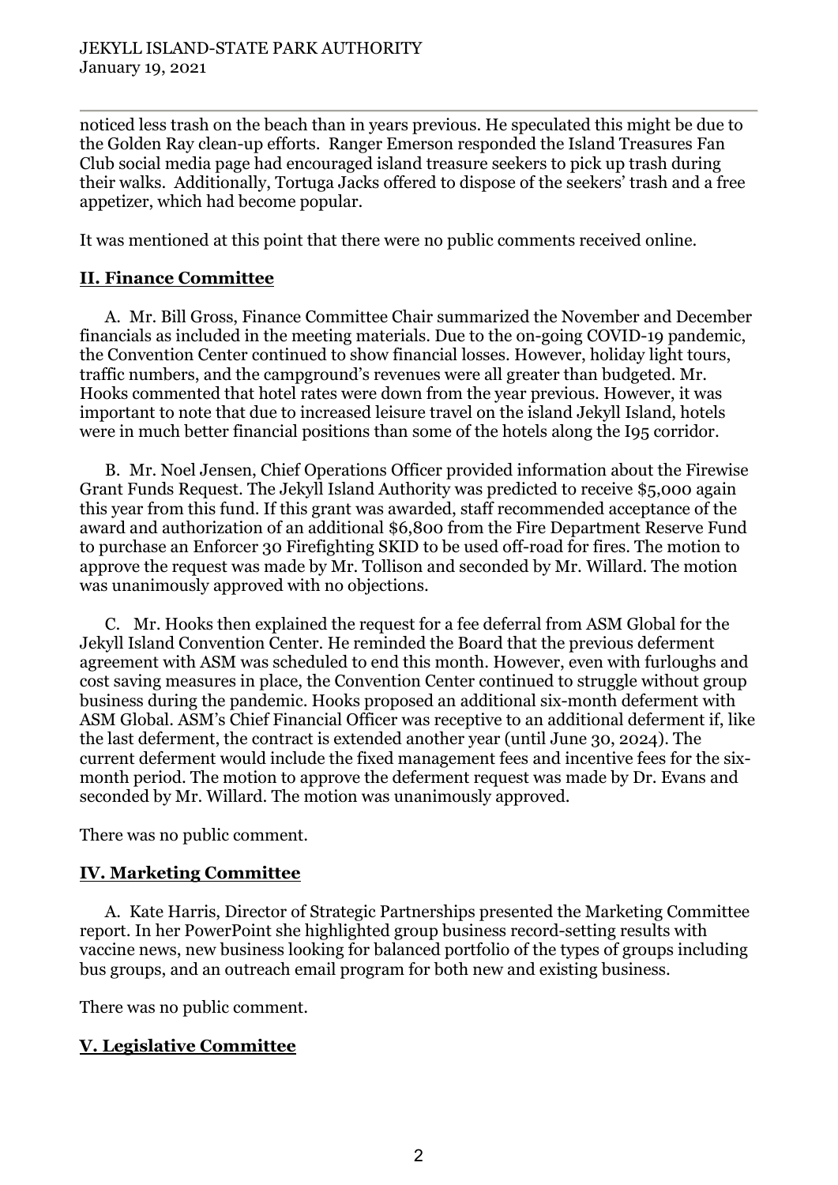noticed less trash on the beach than in years previous. He speculated this might be due to the Golden Ray clean-up efforts. Ranger Emerson responded the Island Treasures Fan Club social media page had encouraged island treasure seekers to pick up trash during their walks. Additionally, Tortuga Jacks offered to dispose of the seekers' trash and a free appetizer, which had become popular.

It was mentioned at this point that there were no public comments received online.

## II. Finance Committee

A. Mr. Bill Gross, Finance Committee Chair summarized the November and December financials as included in the meeting materials. Due to the on-going COVID-19 pandemic, the Convention Center continued to show financial losses. However, holiday light tours, traffic numbers, and the campground's revenues were all greater than budgeted. Mr. Hooks commented that hotel rates were down from the year previous. However, it was important to note that due to increased leisure travel on the island Jekyll Island, hotels were in much better financial positions than some of the hotels along the I95 corridor.

B. Mr. Noel Jensen, Chief Operations Officer provided information about the Firewise Grant Funds Request. The Jekyll Island Authority was predicted to receive $5,000 again this year from this fund. If this grant was awarded, staff recommended acceptance of the award and authorization of an additional $6,800 from the Fire Department Reserve Fund to purchase an Enforcer 30 Firefighting SKID to be used off-road for fires. The motion to approve the request was made by Mr. Tollison and seconded by Mr. Willard. The motion was unanimously approved with no objections.

C. Mr. Hooks then explained the request for a fee deferral from ASM Global for the Jekyll Island Convention Center. He reminded the Board that the previous deferment agreement with ASM was scheduled to end this month. However, even with furloughs and cost saving measures in place, the Convention Center continued to struggle without group business during the pandemic. Hooks proposed an additional six-month deferment with ASM Global. ASM's Chief Financial Officer was receptive to an additional deferment if, like the last deferment, the contract is extended another year (until June 30, 2024). The current deferment would include the fixed management fees and incentive fees for the six-month period. The motion to approve the deferment request was made by Dr. Evans and seconded by Mr. Willard. The motion was unanimously approved.

There was no public comment.

## IV. Marketing Committee

A. Kate Harris, Director of Strategic Partnerships presented the Marketing Committee report. In her PowerPoint she highlighted group business record-setting results with vaccine news, new business looking for balanced portfolio of the types of groups including bus groups, and an outreach email program for both new and existing business.

There was no public comment.

## V. Legislative Committee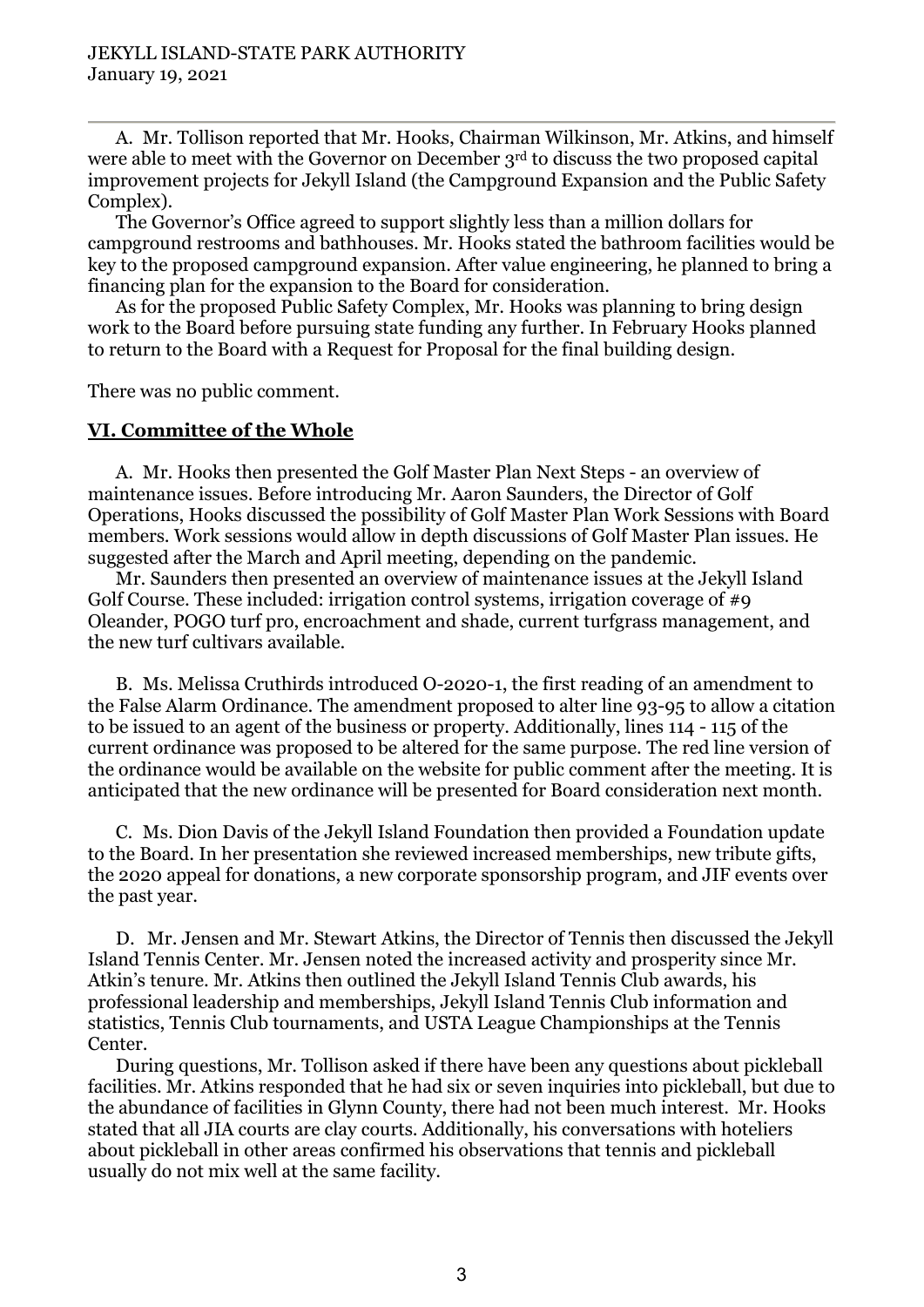A. Mr. Tollison reported that Mr. Hooks, Chairman Wilkinson, Mr. Atkins, and himself were able to meet with the Governor on December 3rd to discuss the two proposed capital improvement projects for Jekyll Island (the Campground Expansion and the Public Safety Complex).

The Governor's Office agreed to support slightly less than a million dollars for campground restrooms and bathhouses. Mr. Hooks stated the bathroom facilities would be key to the proposed campground expansion. After value engineering, he planned to bring a financing plan for the expansion to the Board for consideration.

As for the proposed Public Safety Complex, Mr. Hooks was planning to bring design work to the Board before pursuing state funding any further. In February Hooks planned to return to the Board with a Request for Proposal for the final building design.

There was no public comment.

## VI. Committee of the Whole

A. Mr. Hooks then presented the Golf Master Plan Next Steps - an overview of maintenance issues. Before introducing Mr. Aaron Saunders, the Director of Golf Operations, Hooks discussed the possibility of Golf Master Plan Work Sessions with Board members. Work sessions would allow in depth discussions of Golf Master Plan issues. He suggested after the March and April meeting, depending on the pandemic.

Mr. Saunders then presented an overview of maintenance issues at the Jekyll Island Golf Course. These included: irrigation control systems, irrigation coverage of #9 Oleander, POGO turf pro, encroachment and shade, current turfgrass management, and the new turf cultivars available.

B. Ms. Melissa Cruthirds introduced O-2020-1, the first reading of an amendment to the False Alarm Ordinance. The amendment proposed to alter line 93-95 to allow a citation to be issued to an agent of the business or property. Additionally, lines 114 - 115 of the current ordinance was proposed to be altered for the same purpose. The red line version of the ordinance would be available on the website for public comment after the meeting. It is anticipated that the new ordinance will be presented for Board consideration next month.

C. Ms. Dion Davis of the Jekyll Island Foundation then provided a Foundation update to the Board. In her presentation she reviewed increased memberships, new tribute gifts, the 2020 appeal for donations, a new corporate sponsorship program, and JIF events over the past year.

D. Mr. Jensen and Mr. Stewart Atkins, the Director of Tennis then discussed the Jekyll Island Tennis Center. Mr. Jensen noted the increased activity and prosperity since Mr. Atkin's tenure. Mr. Atkins then outlined the Jekyll Island Tennis Club awards, his professional leadership and memberships, Jekyll Island Tennis Club information and statistics, Tennis Club tournaments, and USTA League Championships at the Tennis Center.

During questions, Mr. Tollison asked if there have been any questions about pickleball facilities. Mr. Atkins responded that he had six or seven inquiries into pickleball, but due to the abundance of facilities in Glynn County, there had not been much interest. Mr. Hooks stated that all JIA courts are clay courts. Additionally, his conversations with hoteliers about pickleball in other areas confirmed his observations that tennis and pickleball usually do not mix well at the same facility.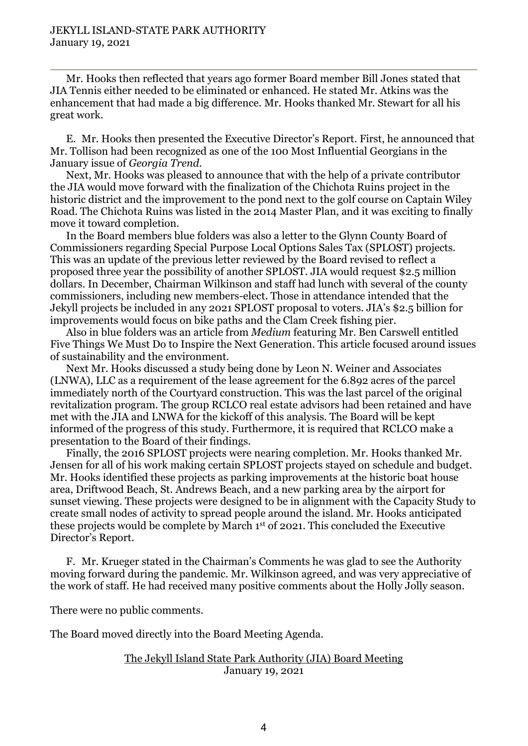Mr. Hooks then reflected that years ago former Board member Bill Jones stated that JIA Tennis either needed to be eliminated or enhanced. He stated Mr. Atkins was the enhancement that had made a big difference. Mr. Hooks thanked Mr. Stewart for all his great work.

E. Mr. Hooks then presented the Executive Director's Report. First, he announced that Mr. Tollison had been recognized as one of the 100 Most Influential Georgians in the January issue of *Georgia Trend*.

Next, Mr. Hooks was pleased to announce that with the help of a private contributor the JIA would move forward with the finalization of the Chichota Ruins project in the historic district and the improvement to the pond next to the golf course on Captain Wiley Road. The Chichota Ruins was listed in the 2014 Master Plan, and it was exciting to finally move it toward completion.

In the Board members blue folders was also a letter to the Glynn County Board of Commissioners regarding Special Purpose Local Options Sales Tax (SPLOST) projects. This was an update of the previous letter reviewed by the Board revised to reflect a proposed three year the possibility of another SPLOST. JIA would request $2.5 million dollars. In December, Chairman Wilkinson and staff had lunch with several of the county commissioners, including new members-elect. Those in attendance intended that the Jekyll projects be included in any 2021 SPLOST proposal to voters. JIA's $2.5 billion for improvements would focus on bike paths and the Clam Creek fishing pier.

Also in blue folders was an article from *Medium* featuring Mr. Ben Carswell entitled Five Things We Must Do to Inspire the Next Generation. This article focused around issues of sustainability and the environment.

Next Mr. Hooks discussed a study being done by Leon N. Weiner and Associates (LNWA), LLC as a requirement of the lease agreement for the 6.892 acres of the parcel immediately north of the Courtyard construction. This was the last parcel of the original revitalization program. The group RCLCO real estate advisors had been retained and have met with the JIA and LNWA for the kickoff of this analysis. The Board will be kept informed of the progress of this study. Furthermore, it is required that RCLCO make a presentation to the Board of their findings.

Finally, the 2016 SPLOST projects were nearing completion. Mr. Hooks thanked Mr. Jensen for all of his work making certain SPLOST projects stayed on schedule and budget. Mr. Hooks identified these projects as parking improvements at the historic boat house area, Driftwood Beach, St. Andrews Beach, and a new parking area by the airport for sunset viewing. These projects were designed to be in alignment with the Capacity Study to create small nodes of activity to spread people around the island. Mr. Hooks anticipated these projects would be complete by March 1st of 2021. This concluded the Executive Director's Report.

F. Mr. Krueger stated in the Chairman's Comments he was glad to see the Authority moving forward during the pandemic. Mr. Wilkinson agreed, and was very appreciative of the work of staff. He had received many positive comments about the Holly Jolly season.

There were no public comments.

The Board moved directly into the Board Meeting Agenda.

<u>The Jekyll Island State Park Authority (JIA) Board Meeting</u>
January 19, 2021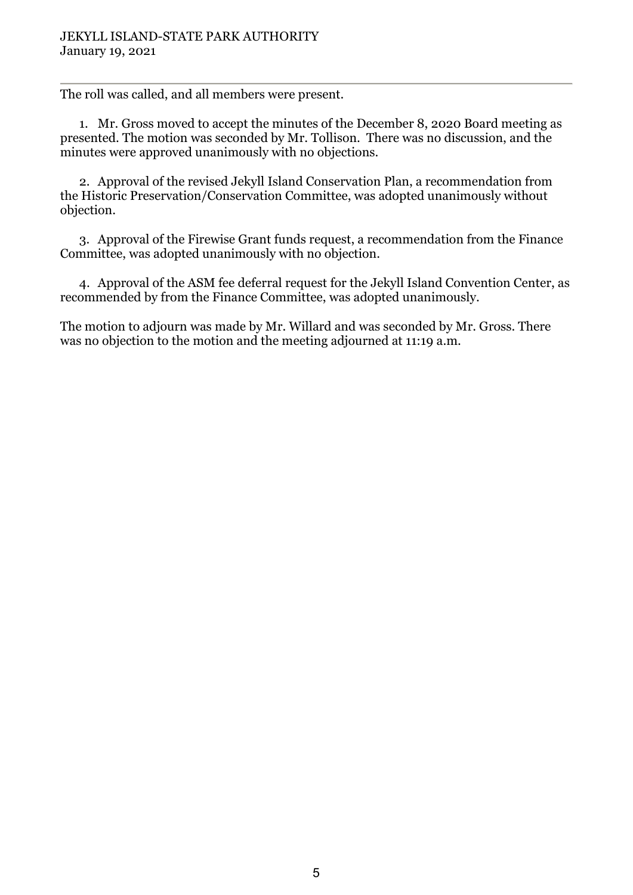The roll was called, and all members were present.

1. Mr. Gross moved to accept the minutes of the December 8, 2020 Board meeting as presented. The motion was seconded by Mr. Tollison. There was no discussion, and the minutes were approved unanimously with no objections.

2. Approval of the revised Jekyll Island Conservation Plan, a recommendation from the Historic Preservation/Conservation Committee, was adopted unanimously without objection.

3. Approval of the Firewise Grant funds request, a recommendation from the Finance Committee, was adopted unanimously with no objection.

4. Approval of the ASM fee deferral request for the Jekyll Island Convention Center, as recommended by from the Finance Committee, was adopted unanimously.

The motion to adjourn was made by Mr. Willard and was seconded by Mr. Gross. There was no objection to the motion and the meeting adjourned at 11:19 a.m.